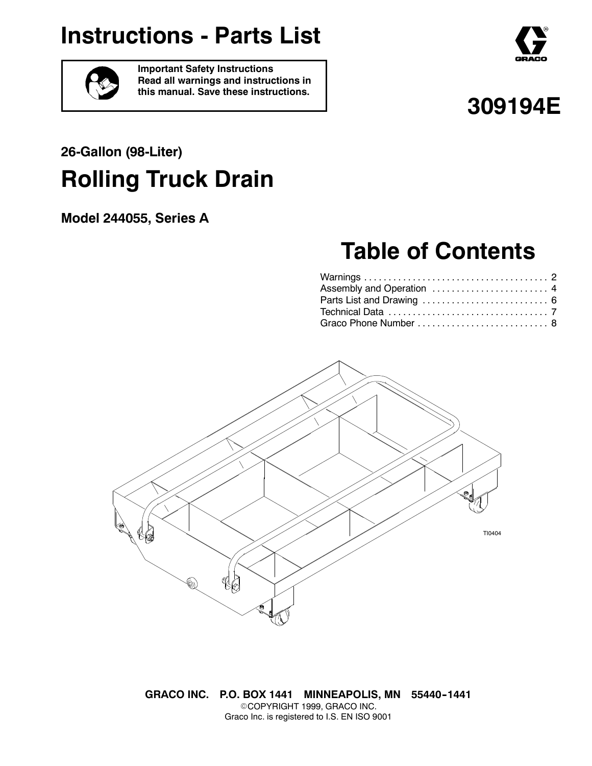# Instructions - Parts List

**Important Safety Instructions**
**Read all warnings and instructions in this manual. Save these instructions.**

GRACO

# 309194E

### 26-Gallon (98-Liter)

# Rolling Truck Drain

### Model 244055, Series A

## Table of Contents

Warnings . . . . . . . . . . . . . . . . . . . . . . . . . . . . . . . . . . . . . 2
Assembly and Operation . . . . . . . . . . . . . . . . . . . . . . . 4
Parts List and Drawing . . . . . . . . . . . . . . . . . . . . . . . . . 6
Technical Data . . . . . . . . . . . . . . . . . . . . . . . . . . . . . . . . 7
Graco Phone Number . . . . . . . . . . . . . . . . . . . . . . . . . . 8

TI0404

**GRACO INC. P.O. BOX 1441 MINNEAPOLIS, MN 55440-1441**
©COPYRIGHT 1999, GRACO INC.
Graco Inc. is registered to I.S. EN ISO 9001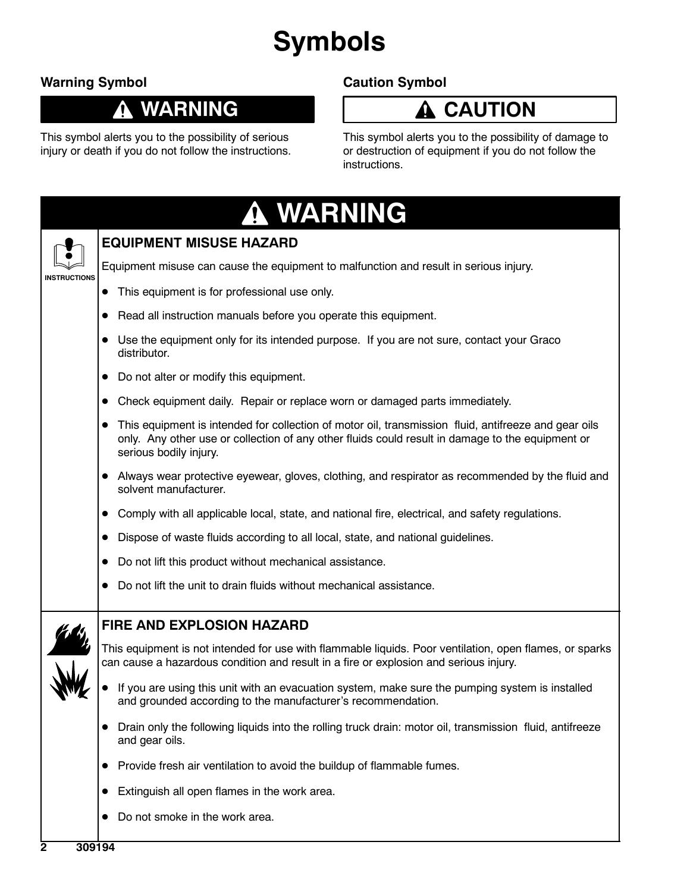# Symbols

### Warning Symbol

**⚠ WARNING**

This symbol alerts you to the possibility of serious injury or death if you do not follow the instructions.

### Caution Symbol

**⚠ CAUTION**

This symbol alerts you to the possibility of damage to or destruction of equipment if you do not follow the instructions.

## ⚠ WARNING

INSTRUCTIONS

### EQUIPMENT MISUSE HAZARD

Equipment misuse can cause the equipment to malfunction and result in serious injury.

- This equipment is for professional use only.
- Read all instruction manuals before you operate this equipment.
- Use the equipment only for its intended purpose. If you are not sure, contact your Graco distributor.
- Do not alter or modify this equipment.
- Check equipment daily. Repair or replace worn or damaged parts immediately.
- This equipment is intended for collection of motor oil, transmission fluid, antifreeze and gear oils only. Any other use or collection of any other fluids could result in damage to the equipment or serious bodily injury.
- Always wear protective eyewear, gloves, clothing, and respirator as recommended by the fluid and solvent manufacturer.
- Comply with all applicable local, state, and national fire, electrical, and safety regulations.
- Dispose of waste fluids according to all local, state, and national guidelines.
- Do not lift this product without mechanical assistance.
- Do not lift the unit to drain fluids without mechanical assistance.

### FIRE AND EXPLOSION HAZARD

This equipment is not intended for use with flammable liquids. Poor ventilation, open flames, or sparks can cause a hazardous condition and result in a fire or explosion and serious injury.

- If you are using this unit with an evacuation system, make sure the pumping system is installed and grounded according to the manufacturer's recommendation.
- Drain only the following liquids into the rolling truck drain: motor oil, transmission fluid, antifreeze and gear oils.
- Provide fresh air ventilation to avoid the buildup of flammable fumes.
- Extinguish all open flames in the work area.
- Do not smoke in the work area.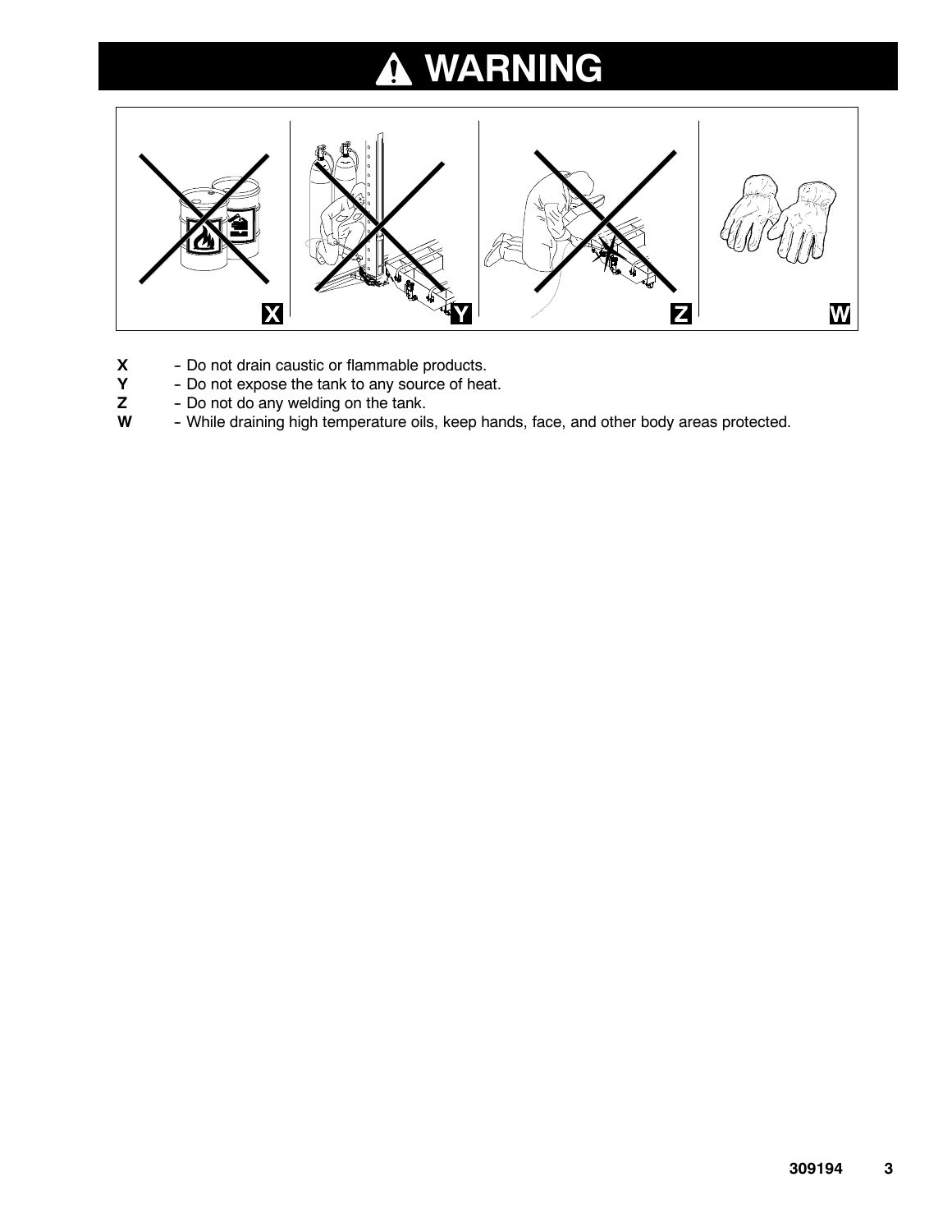# ⚠ WARNING

**X** – Do not drain caustic or flammable products.
**Y** – Do not expose the tank to any source of heat.
**Z** – Do not do any welding on the tank.
**W** – While draining high temperature oils, keep hands, face, and other body areas protected.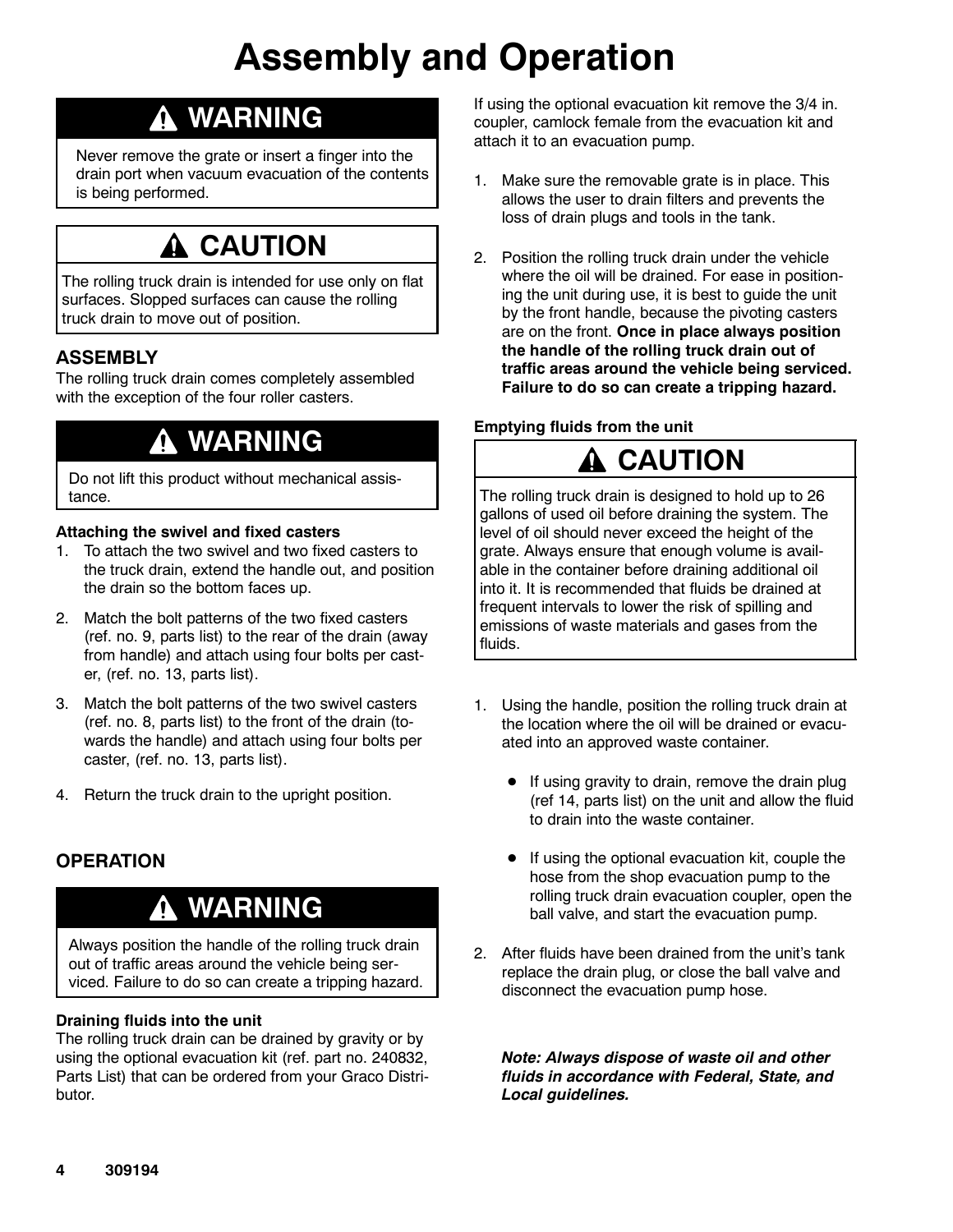# Assembly and Operation

## ⚠ WARNING

Never remove the grate or insert a finger into the drain port when vacuum evacuation of the contents is being performed.

## ⚠ CAUTION

The rolling truck drain is intended for use only on flat surfaces. Slopped surfaces can cause the rolling truck drain to move out of position.

### ASSEMBLY

The rolling truck drain comes completely assembled with the exception of the four roller casters.

## ⚠ WARNING

Do not lift this product without mechanical assistance.

**Attaching the swivel and fixed casters**

1. To attach the two swivel and two fixed casters to the truck drain, extend the handle out, and position the drain so the bottom faces up.
2. Match the bolt patterns of the two fixed casters (ref. no. 9, parts list) to the rear of the drain (away from handle) and attach using four bolts per caster, (ref. no. 13, parts list).
3. Match the bolt patterns of the two swivel casters (ref. no. 8, parts list) to the front of the drain (towards the handle) and attach using four bolts per caster, (ref. no. 13, parts list).
4. Return the truck drain to the upright position.

### OPERATION

## ⚠ WARNING

Always position the handle of the rolling truck drain out of traffic areas around the vehicle being serviced. Failure to do so can create a tripping hazard.

**Draining fluids into the unit**

The rolling truck drain can be drained by gravity or by using the optional evacuation kit (ref. part no. 240832, Parts List) that can be ordered from your Graco Distributor.

If using the optional evacuation kit remove the 3/4 in. coupler, camlock female from the evacuation kit and attach it to an evacuation pump.

1. Make sure the removable grate is in place. This allows the user to drain filters and prevents the loss of drain plugs and tools in the tank.
2. Position the rolling truck drain under the vehicle where the oil will be drained. For ease in positioning the unit during use, it is best to guide the unit by the front handle, because the pivoting casters are on the front. **Once in place always position the handle of the rolling truck drain out of traffic areas around the vehicle being serviced. Failure to do so can create a tripping hazard.**

**Emptying fluids from the unit**

## ⚠ CAUTION

The rolling truck drain is designed to hold up to 26 gallons of used oil before draining the system. The level of oil should never exceed the height of the grate. Always ensure that enough volume is available in the container before draining additional oil into it. It is recommended that fluids be drained at frequent intervals to lower the risk of spilling and emissions of waste materials and gases from the fluids.

1. Using the handle, position the rolling truck drain at the location where the oil will be drained or evacuated into an approved waste container.
   - If using gravity to drain, remove the drain plug (ref 14, parts list) on the unit and allow the fluid to drain into the waste container.
   - If using the optional evacuation kit, couple the hose from the shop evacuation pump to the rolling truck drain evacuation coupler, open the ball valve, and start the evacuation pump.
2. After fluids have been drained from the unit's tank replace the drain plug, or close the ball valve and disconnect the evacuation pump hose.

***Note: Always dispose of waste oil and other fluids in accordance with Federal, State, and Local guidelines.***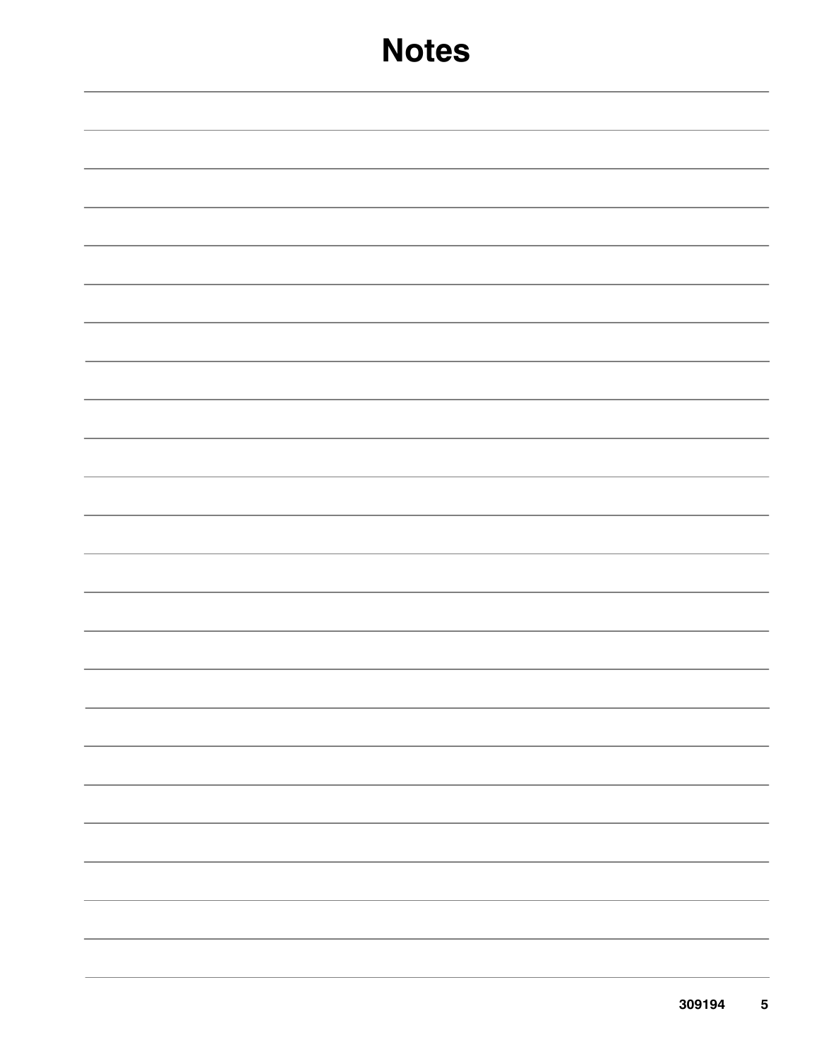# Notes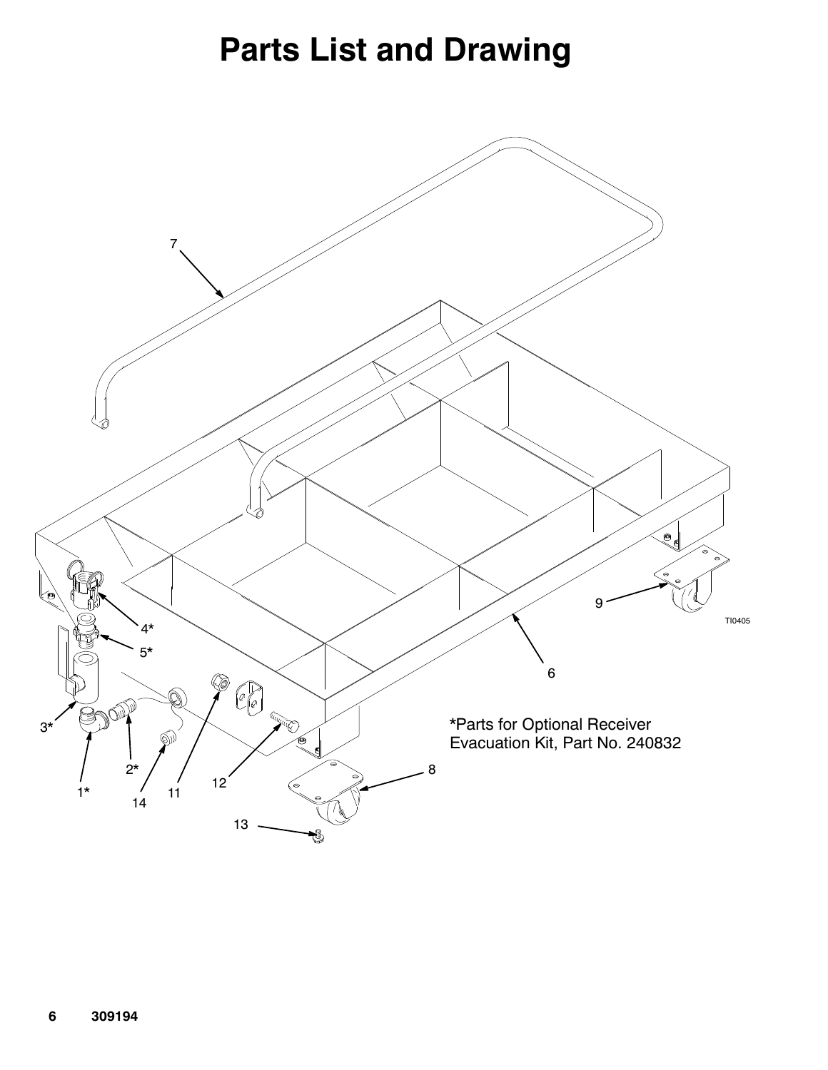# Parts List and Drawing

*Parts for Optional Receiver Evacuation Kit, Part No. 240832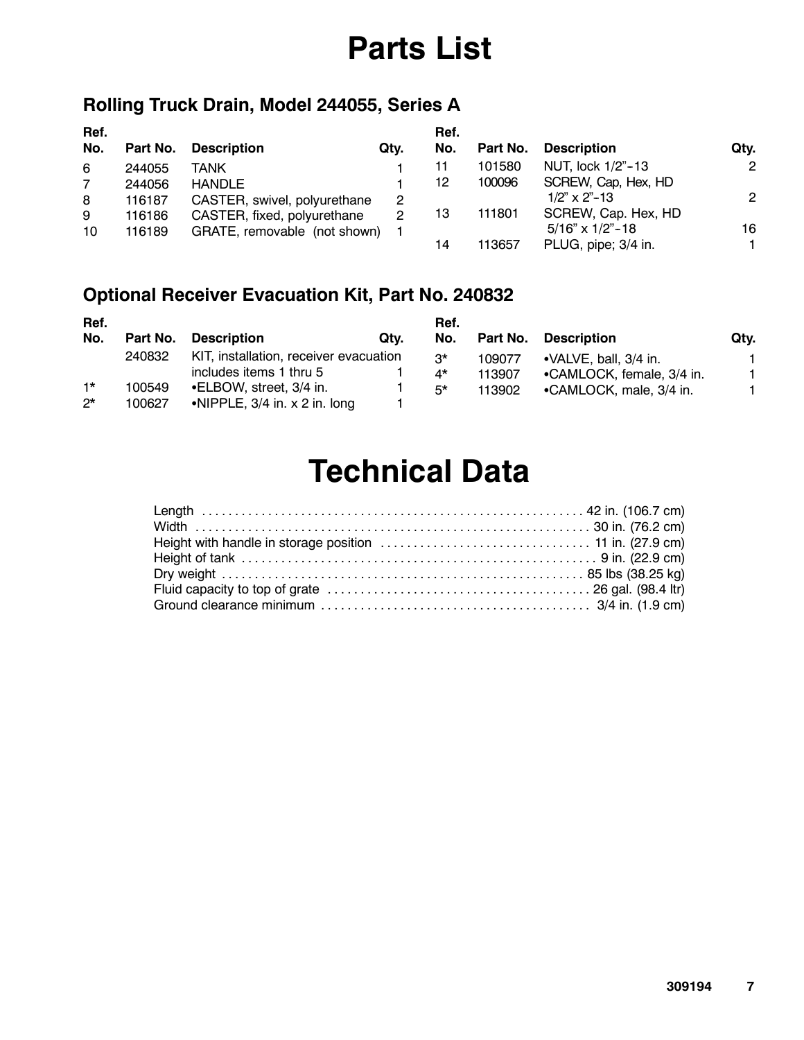# Parts List

## Rolling Truck Drain, Model 244055, Series A

| Ref. No. | Part No. | Description | Qty. |
|---|---|---|---|
| 6 | 244055 | TANK | 1 |
| 7 | 244056 | HANDLE | 1 |
| 8 | 116187 | CASTER, swivel, polyurethane | 2 |
| 9 | 116186 | CASTER, fixed, polyurethane | 2 |
| 10 | 116189 | GRATE, removable (not shown) | 1 |
| 11 | 101580 | NUT, lock 1/2"-13 | 2 |
| 12 | 100096 | SCREW, Cap, Hex, HD 1/2" x 2"-13 | 2 |
| 13 | 111801 | SCREW, Cap. Hex, HD 5/16" x 1/2"-18 | 16 |
| 14 | 113657 | PLUG, pipe; 3/4 in. | 1 |

## Optional Receiver Evacuation Kit, Part No. 240832

| Ref. No. | Part No. | Description | Qty. |
|---|---|---|---|
| | 240832 | KIT, installation, receiver evacuation includes items 1 thru 5 | 1 |
| 1* | 100549 | •ELBOW, street, 3/4 in. | 1 |
| 2* | 100627 | •NIPPLE, 3/4 in. x 2 in. long | 1 |
| 3* | 109077 | •VALVE, ball, 3/4 in. | 1 |
| 4* | 113907 | •CAMLOCK, female, 3/4 in. | 1 |
| 5* | 113902 | •CAMLOCK, male, 3/4 in. | 1 |

# Technical Data

| | |
|---|---|
| Length | 42 in. (106.7 cm) |
| Width | 30 in. (76.2 cm) |
| Height with handle in storage position | 11 in. (27.9 cm) |
| Height of tank | 9 in. (22.9 cm) |
| Dry weight | 85 lbs (38.25 kg) |
| Fluid capacity to top of grate | 26 gal. (98.4 ltr) |
| Ground clearance minimum | 3/4 in. (1.9 cm) |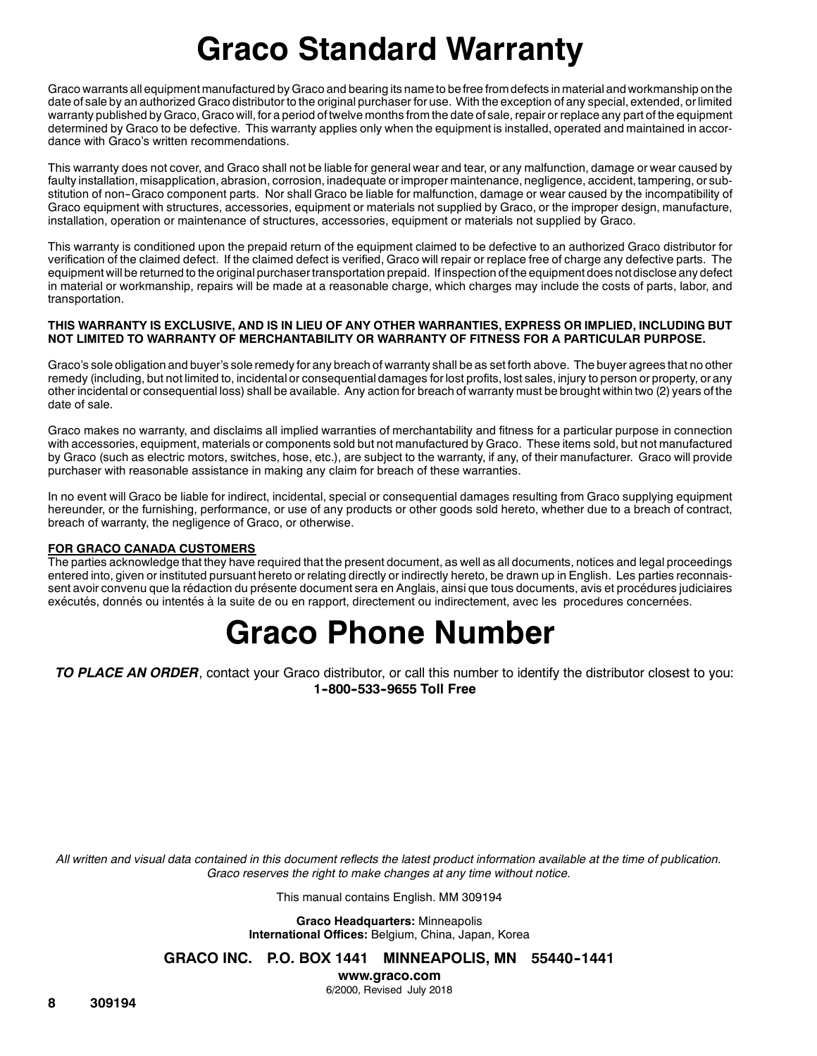# Graco Standard Warranty

Graco warrants all equipment manufactured by Graco and bearing its name to be free from defects in material and workmanship on the date of sale by an authorized Graco distributor to the original purchaser for use. With the exception of any special, extended, or limited warranty published by Graco, Graco will, for a period of twelve months from the date of sale, repair or replace any part of the equipment determined by Graco to be defective. This warranty applies only when the equipment is installed, operated and maintained in accordance with Graco's written recommendations.

This warranty does not cover, and Graco shall not be liable for general wear and tear, or any malfunction, damage or wear caused by faulty installation, misapplication, abrasion, corrosion, inadequate or improper maintenance, negligence, accident, tampering, or substitution of non-Graco component parts. Nor shall Graco be liable for malfunction, damage or wear caused by the incompatibility of Graco equipment with structures, accessories, equipment or materials not supplied by Graco, or the improper design, manufacture, installation, operation or maintenance of structures, accessories, equipment or materials not supplied by Graco.

This warranty is conditioned upon the prepaid return of the equipment claimed to be defective to an authorized Graco distributor for verification of the claimed defect. If the claimed defect is verified, Graco will repair or replace free of charge any defective parts. The equipment will be returned to the original purchaser transportation prepaid. If inspection of the equipment does not disclose any defect in material or workmanship, repairs will be made at a reasonable charge, which charges may include the costs of parts, labor, and transportation.

**THIS WARRANTY IS EXCLUSIVE, AND IS IN LIEU OF ANY OTHER WARRANTIES, EXPRESS OR IMPLIED, INCLUDING BUT NOT LIMITED TO WARRANTY OF MERCHANTABILITY OR WARRANTY OF FITNESS FOR A PARTICULAR PURPOSE.**

Graco's sole obligation and buyer's sole remedy for any breach of warranty shall be as set forth above. The buyer agrees that no other remedy (including, but not limited to, incidental or consequential damages for lost profits, lost sales, injury to person or property, or any other incidental or consequential loss) shall be available. Any action for breach of warranty must be brought within two (2) years of the date of sale.

Graco makes no warranty, and disclaims all implied warranties of merchantability and fitness for a particular purpose in connection with accessories, equipment, materials or components sold but not manufactured by Graco. These items sold, but not manufactured by Graco (such as electric motors, switches, hose, etc.), are subject to the warranty, if any, of their manufacturer. Graco will provide purchaser with reasonable assistance in making any claim for breach of these warranties.

In no event will Graco be liable for indirect, incidental, special or consequential damages resulting from Graco supplying equipment hereunder, or the furnishing, performance, or use of any products or other goods sold hereto, whether due to a breach of contract, breach of warranty, the negligence of Graco, or otherwise.

**FOR GRACO CANADA CUSTOMERS**

The parties acknowledge that they have required that the present document, as well as all documents, notices and legal proceedings entered into, given or instituted pursuant hereto or relating directly or indirectly hereto, be drawn up in English. Les parties reconnaissent avoir convenu que la rédaction du présente document sera en Anglais, ainsi que tous documents, avis et procédures judiciaires exécutés, donnés ou intentés à la suite de ou en rapport, directement ou indirectement, avec les procedures concernées.

# Graco Phone Number

***TO PLACE AN ORDER***, contact your Graco distributor, or call this number to identify the distributor closest to you:
**1-800-533-9655 Toll Free**

*All written and visual data contained in this document reflects the latest product information available at the time of publication. Graco reserves the right to make changes at any time without notice.*

This manual contains English. MM 309194

**Graco Headquarters:** Minneapolis
**International Offices:** Belgium, China, Japan, Korea

**GRACO INC. P.O. BOX 1441 MINNEAPOLIS, MN 55440-1441**

**www.graco.com**

6/2000, Revised July 2018